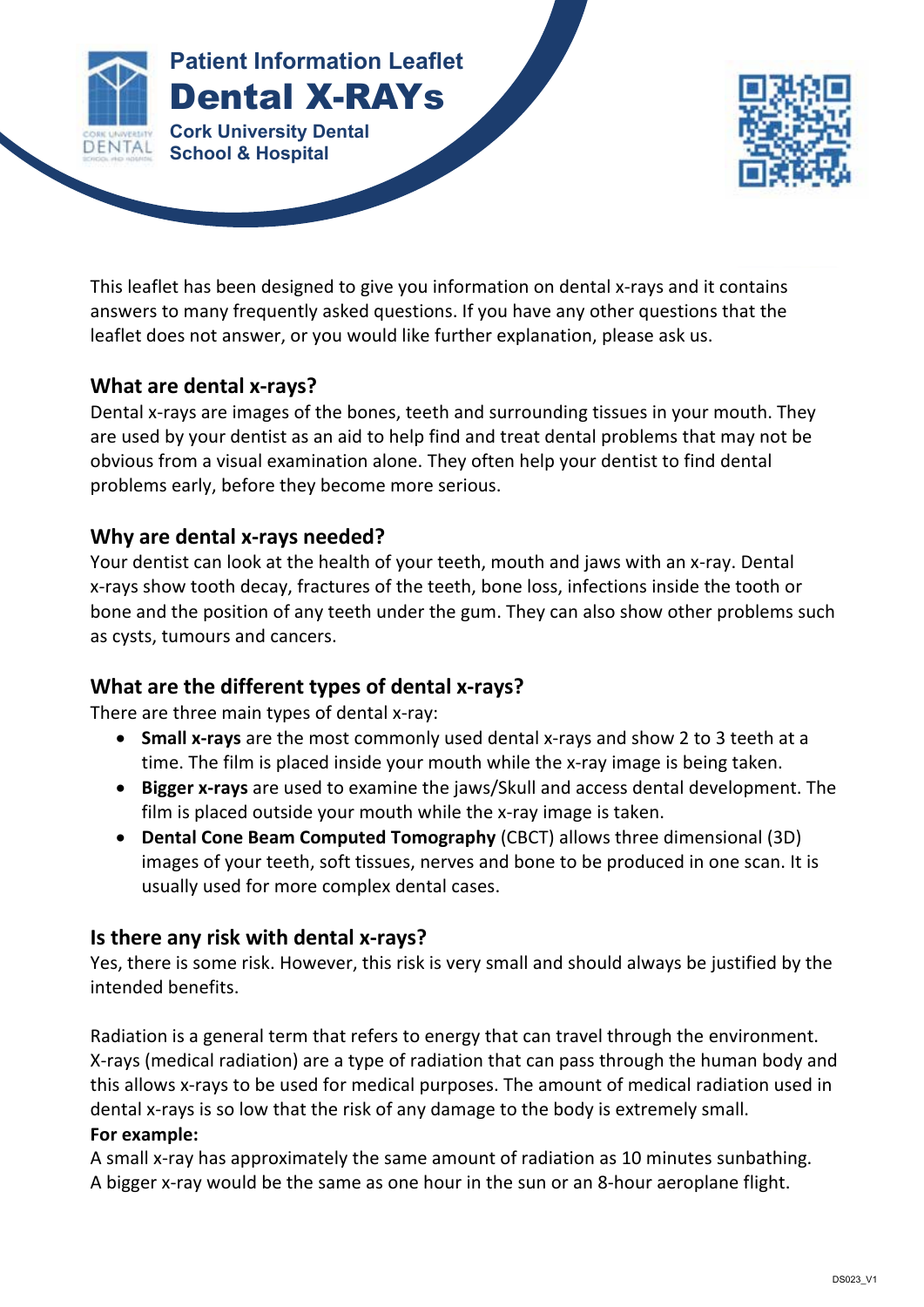Patient Information Leaflet

# Dental X-RAYs

Cork University Dental School & Hospital

This leaflet has been designed to give you information on dental x-rays and it contains answers to many frequently asked questions. If you have any other questions that the leaflet does not answer, or you would like further explanation, please ask us.

## What are dental x-rays?

Dental x-rays are images of the bones, teeth and surrounding tissues in your mouth. They are used by your dentist as an aid to help find and treat dental problems that may not be obvious from a visual examination alone. They often help your dentist to find dental problems early, before they become more serious.

## Why are dental x-rays needed?

Your dentist can look at the health of your teeth, mouth and jaws with an x-ray. Dental x-rays show tooth decay, fractures of the teeth, bone loss, infections inside the tooth or bone and the position of any teeth under the gum. They can also show other problems such as cysts, tumours and cancers.

## What are the different types of dental x-rays?

There are three main types of dental x-ray:

- **Small x-rays** are the most commonly used dental x-rays and show 2 to 3 teeth at a time. The film is placed inside your mouth while the x-ray image is being taken.
- **Bigger x-rays** are used to examine the jaws/Skull and access dental development. The film is placed outside your mouth while the x-ray image is taken.
- **Dental Cone Beam Computed Tomography** (CBCT) allows three dimensional (3D) images of your teeth, soft tissues, nerves and bone to be produced in one scan. It is usually used for more complex dental cases.

## Is there any risk with dental x-rays?

Yes, there is some risk. However, this risk is very small and should always be justified by the intended benefits.

Radiation is a general term that refers to energy that can travel through the environment. X-rays (medical radiation) are a type of radiation that can pass through the human body and this allows x-rays to be used for medical purposes. The amount of medical radiation used in dental x-rays is so low that the risk of any damage to the body is extremely small.

**For example:**

A small x-ray has approximately the same amount of radiation as 10 minutes sunbathing. A bigger x-ray would be the same as one hour in the sun or an 8-hour aeroplane flight.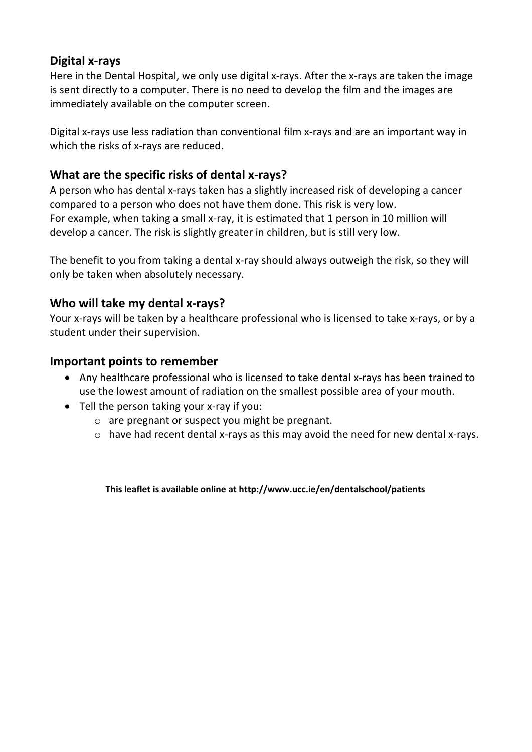## Digital x-rays

Here in the Dental Hospital, we only use digital x-rays. After the x-rays are taken the image is sent directly to a computer. There is no need to develop the film and the images are immediately available on the computer screen.

Digital x-rays use less radiation than conventional film x-rays and are an important way in which the risks of x-rays are reduced.

## What are the specific risks of dental x-rays?

A person who has dental x-rays taken has a slightly increased risk of developing a cancer compared to a person who does not have them done. This risk is very low.
For example, when taking a small x-ray, it is estimated that 1 person in 10 million will develop a cancer. The risk is slightly greater in children, but is still very low.

The benefit to you from taking a dental x-ray should always outweigh the risk, so they will only be taken when absolutely necessary.

## Who will take my dental x-rays?

Your x-rays will be taken by a healthcare professional who is licensed to take x-rays, or by a student under their supervision.

## Important points to remember

- Any healthcare professional who is licensed to take dental x-rays has been trained to use the lowest amount of radiation on the smallest possible area of your mouth.
- Tell the person taking your x-ray if you:
  - are pregnant or suspect you might be pregnant.
  - have had recent dental x-rays as this may avoid the need for new dental x-rays.

**This leaflet is available online at http://www.ucc.ie/en/dentalschool/patients**